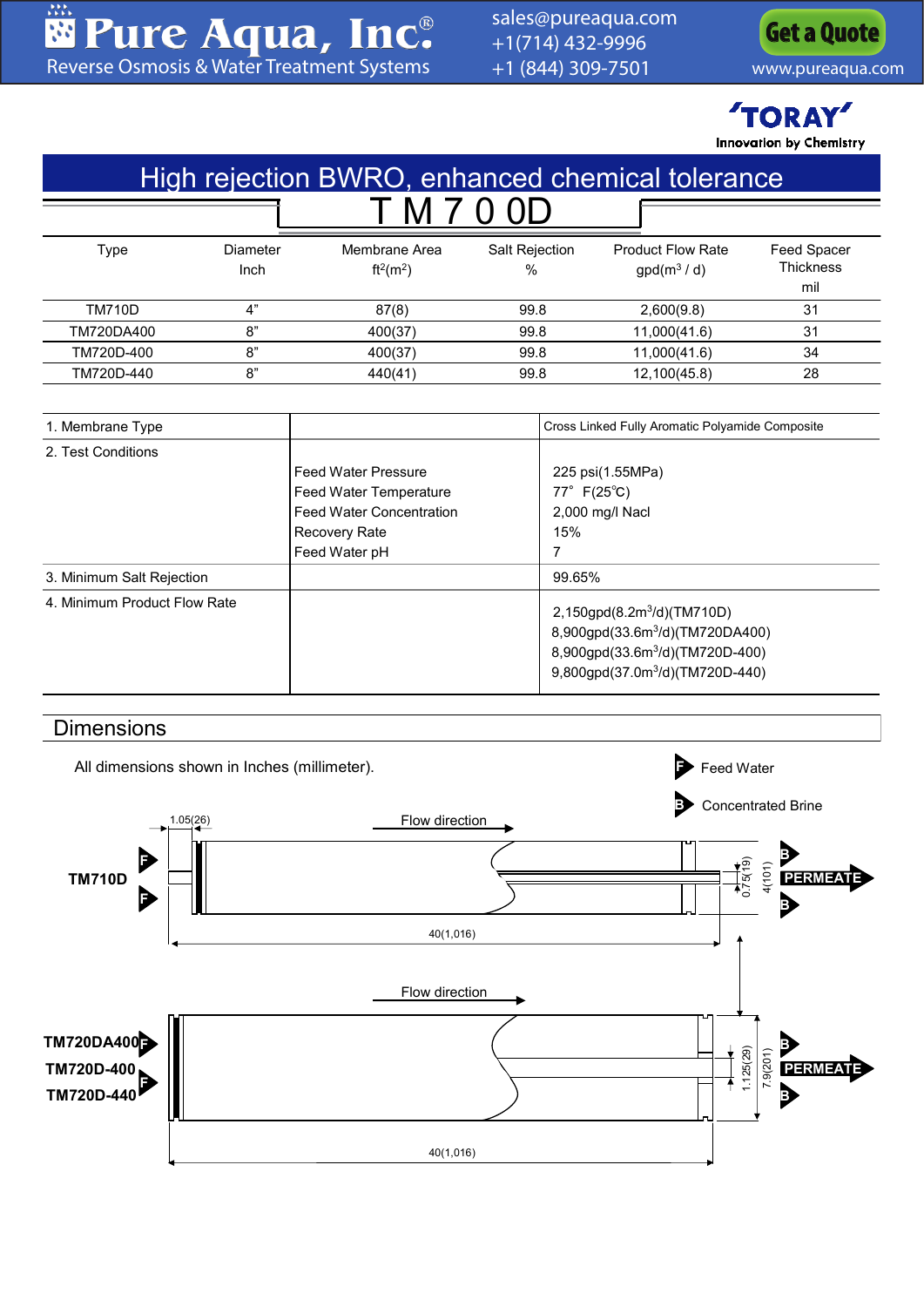# High rejection BWRO, enhanced chemical tolerance

## TM700D

| Type | Diameter Inch | Membrane Area $ft^2(m^2)$ | Salt Rejection % | Product Flow Rate gpd($m^3$ / d) | Feed Spacer Thickness mil |
|---|---|---|---|---|---|
| TM710D | 4" | 87(8) | 99.8 | 2,600(9.8) | 31 |
| TM720DA400 | 8" | 400(37) | 99.8 | 11,000(41.6) | 31 |
| TM720D-400 | 8" | 400(37) | 99.8 | 11,000(41.6) | 34 |
| TM720D-440 | 8" | 440(41) | 99.8 | 12,100(45.8) | 28 |

| | | |
|---|---|---|
| 1. Membrane Type | | Cross Linked Fully Aromatic Polyamide Composite |
| 2. Test Conditions | Feed Water Pressure<br>Feed Water Temperature<br>Feed Water Concentration<br>Recovery Rate<br>Feed Water pH | 225 psi(1.55MPa)<br>77° F(25℃)<br>2,000 mg/l Nacl<br>15%<br>7 |
| 3. Minimum Salt Rejection | | 99.65% |
| 4. Minimum Product Flow Rate | | 2,150gpd(8.2$m^3$/d)(TM710D)<br>8,900gpd(33.6$m^3$/d)(TM720DA400)<br>8,900gpd(33.6$m^3$/d)(TM720D-400)<br>9,800gpd(37.0$m^3$/d)(TM720D-440) |

## Dimensions

All dimensions shown in Inches (millimeter).

F Feed Water

B Concentrated Brine

**TM710D**

Flow direction

1.05(26)

0.75(19)

4(101)

40(1,016)

PERMEATE

**TM720DA400**
**TM720D-400**
**TM720D-440**

Flow direction

1.125(29)

7.9(201)

40(1,016)

PERMEATE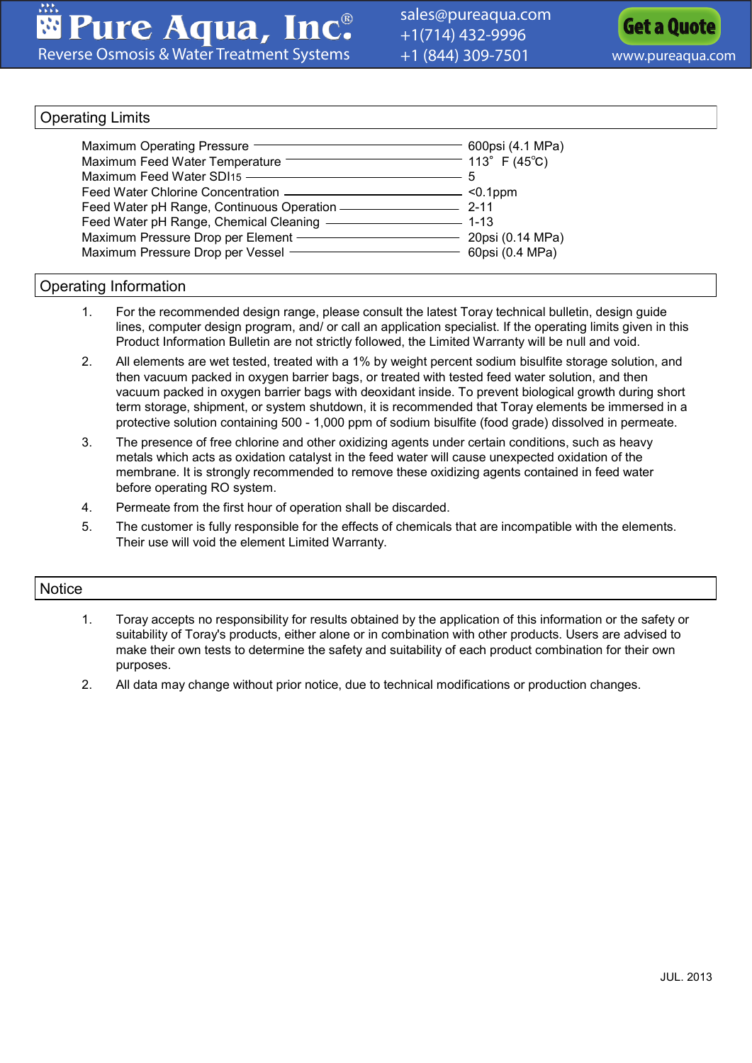## Operating Limits

| | |
|---|---|
| Maximum Operating Pressure | 600psi (4.1 MPa) |
| Maximum Feed Water Temperature | 113° F (45°C) |
| Maximum Feed Water $SDI_{15}$ | 5 |
| Feed Water Chlorine Concentration | <0.1ppm |
| Feed Water pH Range, Continuous Operation | 2-11 |
| Feed Water pH Range, Chemical Cleaning | 1-13 |
| Maximum Pressure Drop per Element | 20psi (0.14 MPa) |
| Maximum Pressure Drop per Vessel | 60psi (0.4 MPa) |

## Operating Information

1. For the recommended design range, please consult the latest Toray technical bulletin, design guide lines, computer design program, and/ or call an application specialist. If the operating limits given in this Product Information Bulletin are not strictly followed, the Limited Warranty will be null and void.
2. All elements are wet tested, treated with a 1% by weight percent sodium bisulfite storage solution, and then vacuum packed in oxygen barrier bags, or treated with tested feed water solution, and then vacuum packed in oxygen barrier bags with deoxidant inside. To prevent biological growth during short term storage, shipment, or system shutdown, it is recommended that Toray elements be immersed in a protective solution containing 500 - 1,000 ppm of sodium bisulfite (food grade) dissolved in permeate.
3. The presence of free chlorine and other oxidizing agents under certain conditions, such as heavy metals which acts as oxidation catalyst in the feed water will cause unexpected oxidation of the membrane. It is strongly recommended to remove these oxidizing agents contained in feed water before operating RO system.
4. Permeate from the first hour of operation shall be discarded.
5. The customer is fully responsible for the effects of chemicals that are incompatible with the elements. Their use will void the element Limited Warranty.

## Notice

1. Toray accepts no responsibility for results obtained by the application of this information or the safety or suitability of Toray's products, either alone or in combination with other products. Users are advised to make their own tests to determine the safety and suitability of each product combination for their own purposes.
2. All data may change without prior notice, due to technical modifications or production changes.

JUL. 2013